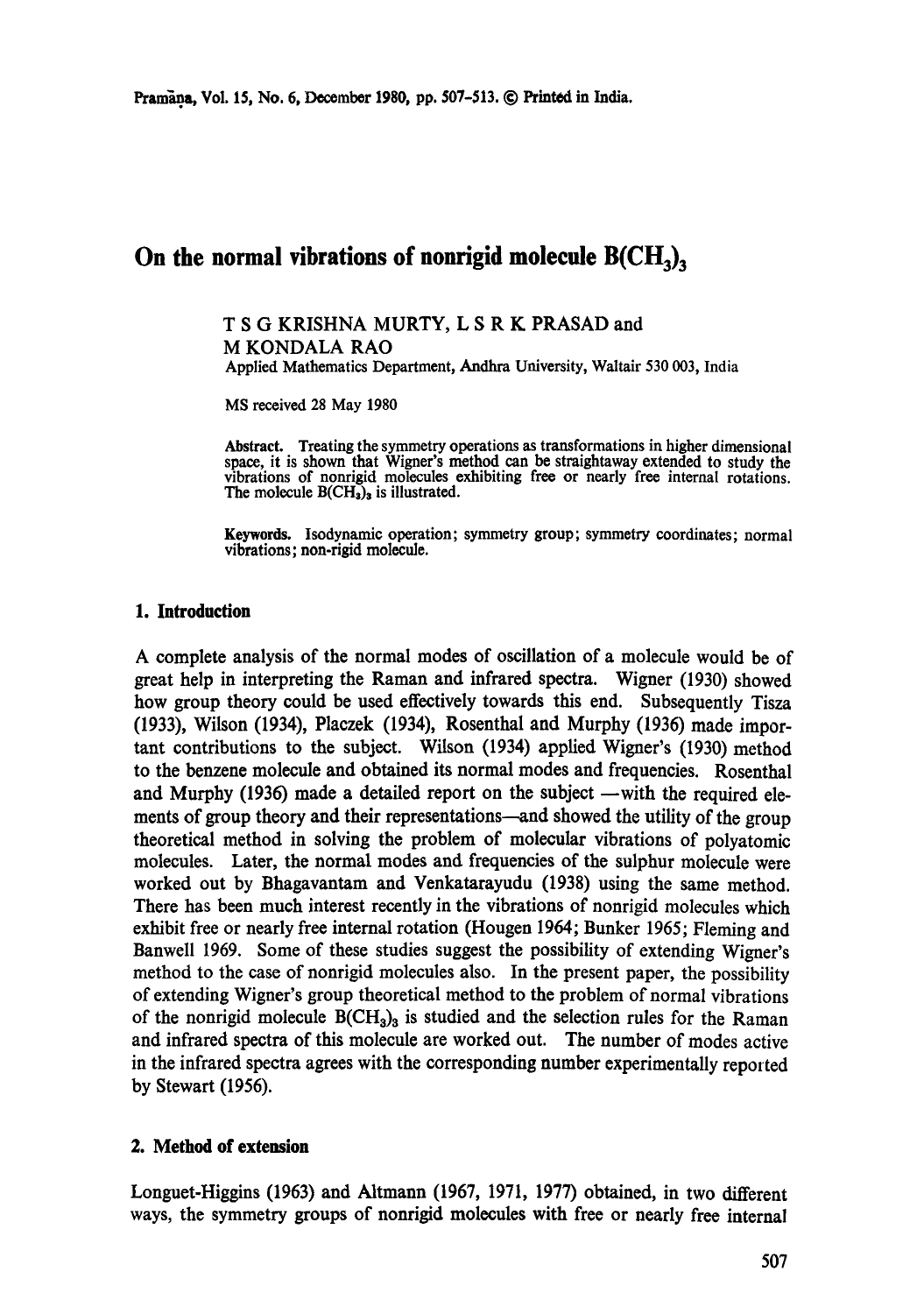# On the normal vibrations of nonrigid molecule $B(CH_3)_3$

T S G KRISHNA MURTY, L S R K PRASAD and M KONDALA RAO

Applied Mathematics Department, Andhra University, Waltair 530 003, India

MS received 28 May 1980

**Abstract.** Treating the symmetry operations as transformations in higher dimensional space, it is shown that Wigner's method can be straightaway extended to study the vibrations of nonrigid molecules exhibiting free or nearly free internal rotations. The molecule $B(CH_3)_3$ is illustrated.

**Keywords.** Isodynamic operation; symmetry group; symmetry coordinates; normal vibrations; non-rigid molecule.

## 1. Introduction

A complete analysis of the normal modes of oscillation of a molecule would be of great help in interpreting the Raman and infrared spectra. Wigner (1930) showed how group theory could be used effectively towards this end. Subsequently Tisza (1933), Wilson (1934), Placzek (1934), Rosenthal and Murphy (1936) made important contributions to the subject. Wilson (1934) applied Wigner's (1930) method to the benzene molecule and obtained its normal modes and frequencies. Rosenthal and Murphy (1936) made a detailed report on the subject —with the required elements of group theory and their representations—and showed the utility of the group theoretical method in solving the problem of molecular vibrations of polyatomic molecules. Later, the normal modes and frequencies of the sulphur molecule were worked out by Bhagavantam and Venkatarayudu (1938) using the same method. There has been much interest recently in the vibrations of nonrigid molecules which exhibit free or nearly free internal rotation (Hougen 1964; Bunker 1965; Fleming and Banwell 1969. Some of these studies suggest the possibility of extending Wigner's method to the case of nonrigid molecules also. In the present paper, the possibility of extending Wigner's group theoretical method to the problem of normal vibrations of the nonrigid molecule $B(CH_3)_3$ is studied and the selection rules for the Raman and infrared spectra of this molecule are worked out. The number of modes active in the infrared spectra agrees with the corresponding number experimentally reported by Stewart (1956).

## 2. Method of extension

Longuet-Higgins (1963) and Altmann (1967, 1971, 1977) obtained, in two different ways, the symmetry groups of nonrigid molecules with free or nearly free internal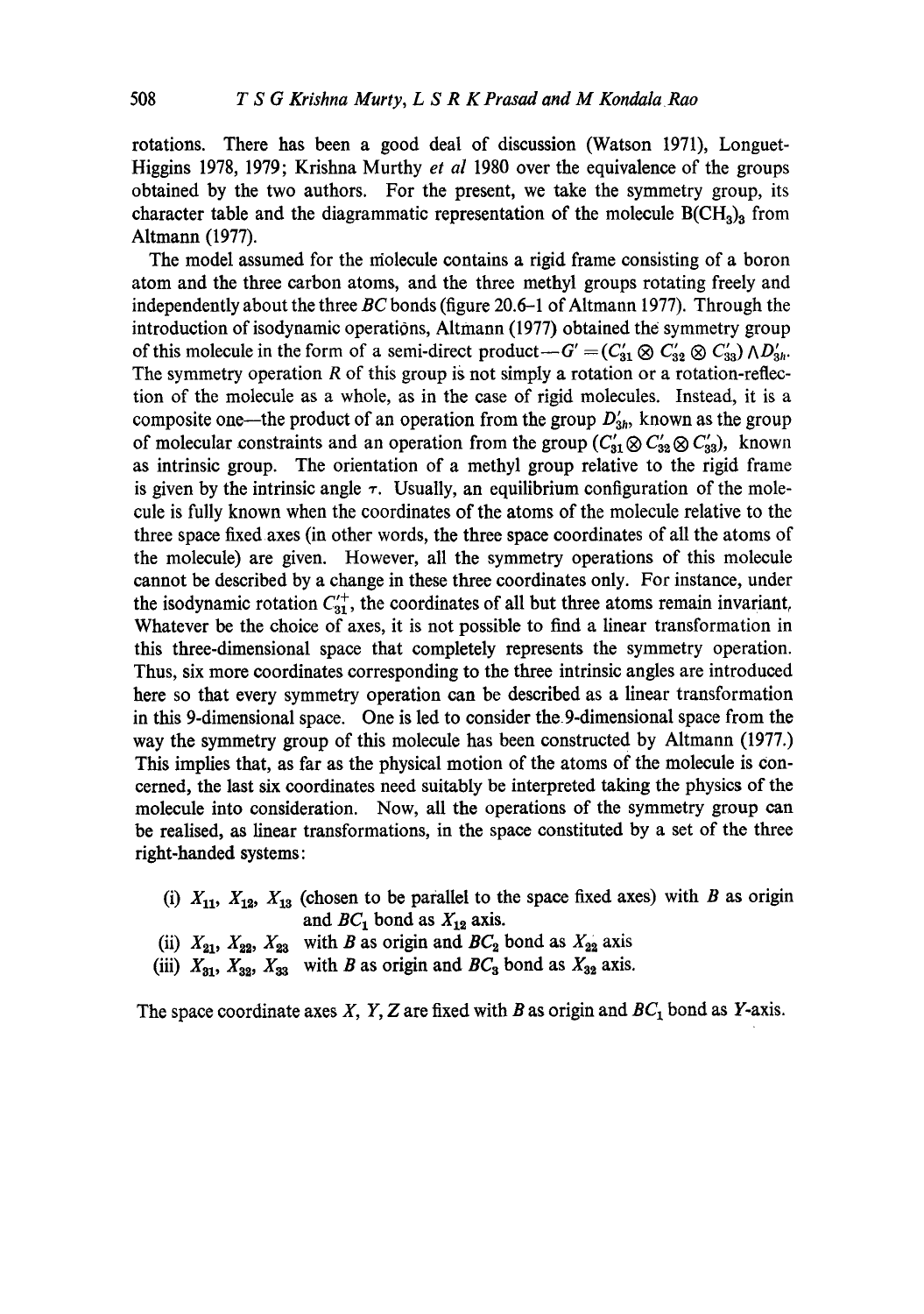rotations. There has been a good deal of discussion (Watson 1971), Longuet-Higgins 1978, 1979; Krishna Murthy *et al* 1980 over the equivalence of the groups obtained by the two authors. For the present, we take the symmetry group, its character table and the diagrammatic representation of the molecule $B(CH_3)_3$ from Altmann (1977).

The model assumed for the molecule contains a rigid frame consisting of a boron atom and the three carbon atoms, and the three methyl groups rotating freely and independently about the three *BC* bonds (figure 20.6–1 of Altmann 1977). Through the introduction of isodynamic operations, Altmann (1977) obtained the symmetry group of this molecule in the form of a semi-direct product—$G' = (C'_{31} \otimes C'_{32} \otimes C'_{33}) \wedge D'_{3h}$. The symmetry operation $R$ of this group is not simply a rotation or a rotation-reflection of the molecule as a whole, as in the case of rigid molecules. Instead, it is a composite one—the product of an operation from the group $D'_{3h}$, known as the group of molecular constraints and an operation from the group $(C'_{31} \otimes C'_{32} \otimes C'_{33})$, known as intrinsic group. The orientation of a methyl group relative to the rigid frame is given by the intrinsic angle $\tau$. Usually, an equilibrium configuration of the molecule is fully known when the coordinates of the atoms of the molecule relative to the three space fixed axes (in other words, the three space coordinates of all the atoms of the molecule) are given. However, all the symmetry operations of this molecule cannot be described by a change in these three coordinates only. For instance, under the isodynamic rotation $C'^{+}_{31}$, the coordinates of all but three atoms remain invariant. Whatever be the choice of axes, it is not possible to find a linear transformation in this three-dimensional space that completely represents the symmetry operation. Thus, six more coordinates corresponding to the three intrinsic angles are introduced here so that every symmetry operation can be described as a linear transformation in this 9-dimensional space. One is led to consider the 9-dimensional space from the way the symmetry group of this molecule has been constructed by Altmann (1977.) This implies that, as far as the physical motion of the atoms of the molecule is concerned, the last six coordinates need suitably be interpreted taking the physics of the molecule into consideration. Now, all the operations of the symmetry group can be realised, as linear transformations, in the space constituted by a set of the three right-handed systems:

(i) $X_{11}$, $X_{12}$, $X_{13}$ (chosen to be parallel to the space fixed axes) with $B$ as origin and $BC_1$ bond as $X_{12}$ axis.

(ii) $X_{21}$, $X_{22}$, $X_{23}$ with $B$ as origin and $BC_2$ bond as $X_{22}$ axis

(iii) $X_{31}$, $X_{32}$, $X_{33}$ with $B$ as origin and $BC_3$ bond as $X_{32}$ axis.

The space coordinate axes $X$, $Y$, $Z$ are fixed with $B$ as origin and $BC_1$ bond as $Y$-axis.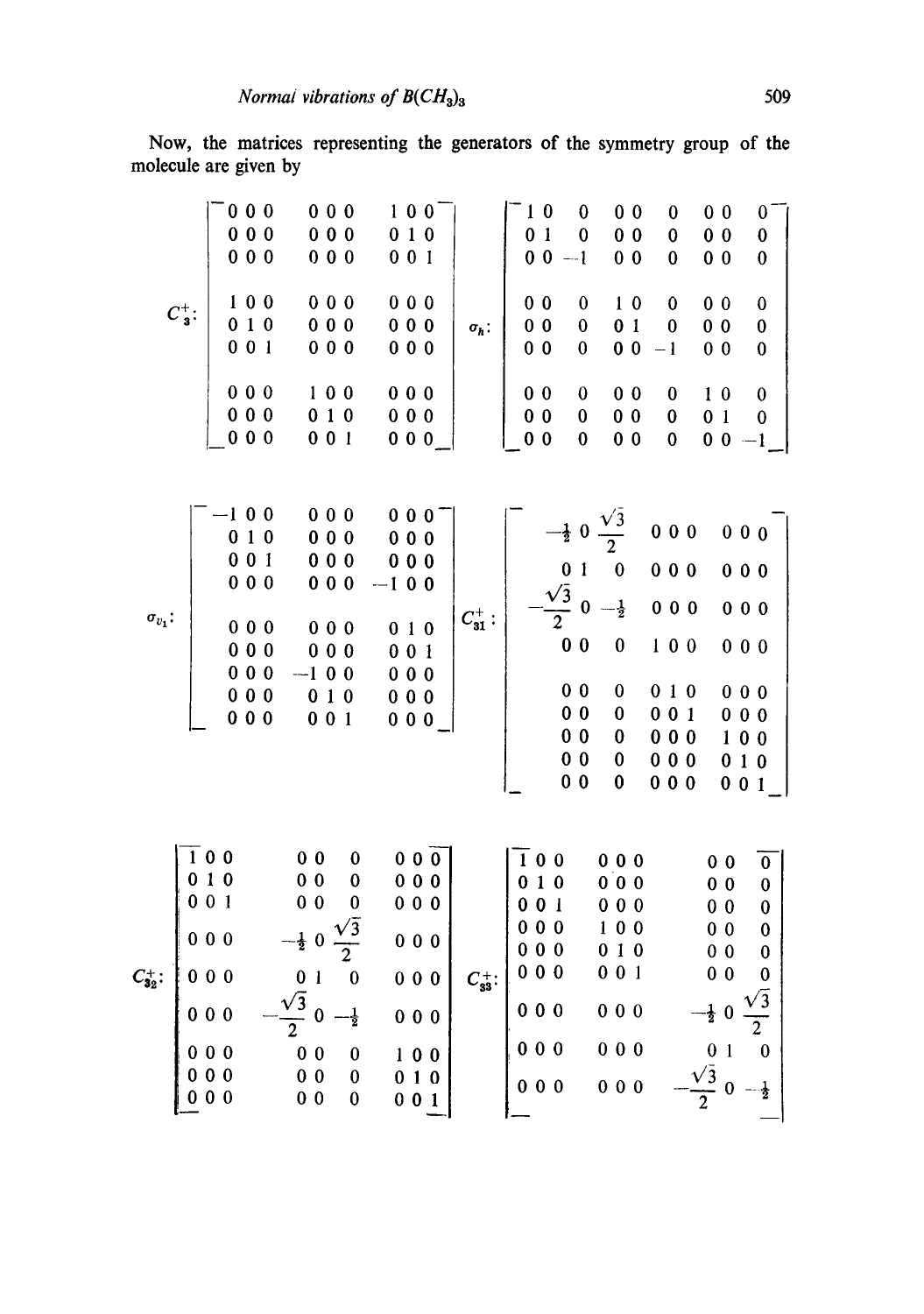Now, the matrices representing the generators of the symmetry group of the molecule are given by

$$
C_3^+:\begin{bmatrix}
0&0&0&0&0&0&1&0&0\\
0&0&0&0&0&0&0&1&0\\
0&0&0&0&0&0&0&0&1\\
1&0&0&0&0&0&0&0&0\\
0&1&0&0&0&0&0&0&0\\
0&0&1&0&0&0&0&0&0\\
0&0&0&1&0&0&0&0&0\\
0&0&0&0&1&0&0&0&0\\
0&0&0&0&0&1&0&0&0
\end{bmatrix}
\qquad
\sigma_h:\begin{bmatrix}
1&0&0&0&0&0&0&0&0\\
0&1&0&0&0&0&0&0&0\\
0&0&-1&0&0&0&0&0&0\\
0&0&0&1&0&0&0&0&0\\
0&0&0&0&1&0&0&0&0\\
0&0&0&0&0&-1&0&0&0\\
0&0&0&0&0&0&1&0&0\\
0&0&0&0&0&0&0&1&0\\
0&0&0&0&0&0&0&0&-1
\end{bmatrix}
$$

$$
\sigma_{v_1}:\begin{bmatrix}
-1&0&0&0&0&0&0&0&0\\
0&1&0&0&0&0&0&0&0\\
0&0&1&0&0&0&0&0&0\\
0&0&0&0&0&0&-1&0&0\\
0&0&0&0&0&0&0&1&0\\
0&0&0&0&0&0&0&0&1\\
0&0&0&-1&0&0&0&0&0\\
0&0&0&0&1&0&0&0&0\\
0&0&0&0&0&1&0&0&0
\end{bmatrix}
\qquad
C_{31}^+:\begin{bmatrix}
-\frac{1}{2}&0&\frac{\sqrt{3}}{2}&0&0&0&0&0&0\\
0&1&0&0&0&0&0&0&0\\
-\frac{\sqrt{3}}{2}&0&-\frac{1}{2}&0&0&0&0&0&0\\
0&0&0&1&0&0&0&0&0\\
0&0&0&0&1&0&0&0&0\\
0&0&0&0&0&1&0&0&0\\
0&0&0&0&0&0&1&0&0\\
0&0&0&0&0&0&0&1&0\\
0&0&0&0&0&0&0&0&1
\end{bmatrix}
$$

$$
C_{32}^+:\begin{bmatrix}
1&0&0&0&0&0&0&0&0\\
0&1&0&0&0&0&0&0&0\\
0&0&1&0&0&0&0&0&0\\
0&0&0&-\frac{1}{2}&0&\frac{\sqrt{3}}{2}&0&0&0\\
0&0&0&0&1&0&0&0&0\\
0&0&0&-\frac{\sqrt{3}}{2}&0&-\frac{1}{2}&0&0&0\\
0&0&0&0&0&0&1&0&0\\
0&0&0&0&0&0&0&1&0\\
0&0&0&0&0&0&0&0&1
\end{bmatrix}
\qquad
C_{33}^+:\begin{bmatrix}
1&0&0&0&0&0&0&0&0\\
0&1&0&0&0&0&0&0&0\\
0&0&1&0&0&0&0&0&0\\
0&0&0&1&0&0&0&0&0\\
0&0&0&0&1&0&0&0&0\\
0&0&0&0&0&1&0&0&0\\
0&0&0&0&0&0&-\frac{1}{2}&0&\frac{\sqrt{3}}{2}\\
0&0&0&0&0&0&0&1&0\\
0&0&0&0&0&0&-\frac{\sqrt{3}}{2}&0&-\frac{1}{2}
\end{bmatrix}
$$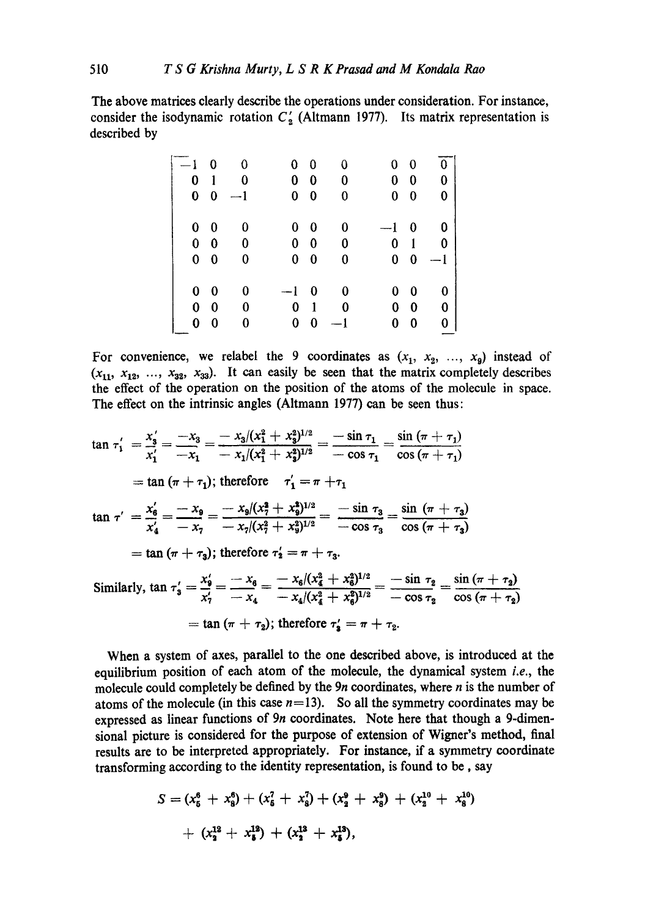The above matrices clearly describe the operations under consideration. For instance, consider the isodynamic rotation $C_2'$ (Altmann 1977). Its matrix representation is described by

$$
\begin{bmatrix}
-1 & 0 & 0 & 0 & 0 & 0 & 0 & 0 & 0 \\
0 & 1 & 0 & 0 & 0 & 0 & 0 & 0 & 0 \\
0 & 0 & -1 & 0 & 0 & 0 & 0 & 0 & 0 \\
0 & 0 & 0 & 0 & 0 & 0 & -1 & 0 & 0 \\
0 & 0 & 0 & 0 & 0 & 0 & 0 & 1 & 0 \\
0 & 0 & 0 & 0 & 0 & 0 & 0 & 0 & -1 \\
0 & 0 & 0 & -1 & 0 & 0 & 0 & 0 & 0 \\
0 & 0 & 0 & 0 & 1 & 0 & 0 & 0 & 0 \\
0 & 0 & 0 & 0 & 0 & -1 & 0 & 0 & 0
\end{bmatrix}
$$

For convenience, we relabel the 9 coordinates as $(x_1, x_2, \ldots, x_9)$ instead of $(x_{11}, x_{12}, \ldots, x_{32}, x_{33})$. It can easily be seen that the matrix completely describes the effect of the operation on the position of the atoms of the molecule in space. The effect on the intrinsic angles (Altmann 1977) can be seen thus:

$$
\tan \tau_1' = \frac{x_3'}{x_1'} = \frac{-x_3}{-x_1} = \frac{-x_3/(x_1^2 + x_3^2)^{1/2}}{-x_1/(x_1^2 + x_3^2)^{1/2}} = \frac{-\sin \tau_1}{-\cos \tau_1} = \frac{\sin(\pi + \tau_1)}{\cos(\pi + \tau_1)}
$$

$$
= \tan(\pi + \tau_1); \text{ therefore } \quad \tau_1' = \pi + \tau_1
$$

$$
\tan \tau' = \frac{x_6'}{x_4'} = \frac{-x_9}{-x_7} = \frac{-x_9/(x_7^2 + x_9^2)^{1/2}}{-x_7/(x_7^2 + x_9^2)^{1/2}} = \frac{-\sin \tau_3}{-\cos \tau_3} = \frac{\sin(\pi + \tau_3)}{\cos(\pi + \tau_3)}
$$

$$
= \tan(\pi + \tau_3); \text{ therefore } \tau_2' = \pi + \tau_3.
$$

$$
\text{Similarly, } \tan \tau_3' = \frac{x_9'}{x_7'} = \frac{-x_6}{-x_4} = \frac{-x_6/(x_4^2 + x_6^2)^{1/2}}{-x_4/(x_4^2 + x_6^2)^{1/2}} = \frac{-\sin \tau_2}{-\cos \tau_2} = \frac{\sin(\pi + \tau_2)}{\cos(\pi + \tau_2)}
$$

$$
= \tan(\pi + \tau_2); \text{ therefore } \tau_3' = \pi + \tau_2.
$$

When a system of axes, parallel to the one described above, is introduced at the equilibrium position of each atom of the molecule, the dynamical system *i.e.*, the molecule could completely be defined by the $9n$ coordinates, where $n$ is the number of atoms of the molecule (in this case $n=13$). So all the symmetry coordinates may be expressed as linear functions of $9n$ coordinates. Note here that though a 9-dimensional picture is considered for the purpose of extension of Wigner's method, final results are to be interpreted appropriately. For instance, if a symmetry coordinate transforming according to the identity representation, is found to be , say

$$
S = (x_5^6 + x_8^6) + (x_5^7 + x_8^7) + (x_2^9 + x_8^9) + (x_2^{10} + x_8^{10})
$$

$$
+ (x_2^{12} + x_5^{12}) + (x_2^{13} + x_5^{13}),
$$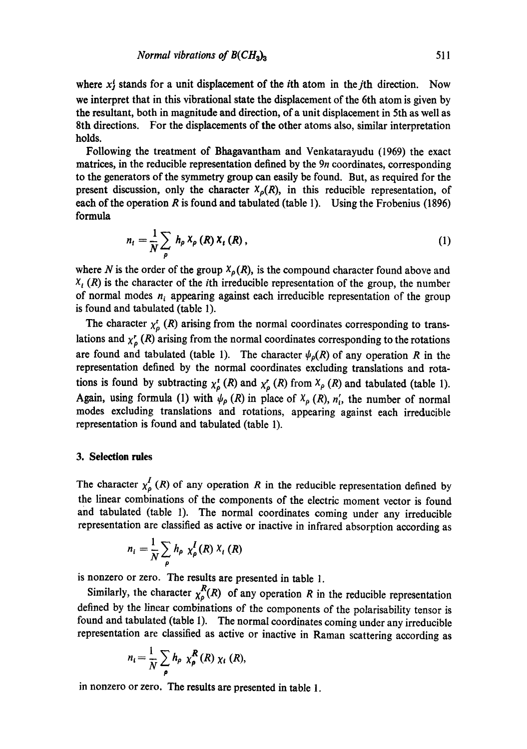where $x_i^j$ stands for a unit displacement of the $i$th atom in the $j$th direction. Now we interpret that in this vibrational state the displacement of the 6th atom is given by the resultant, both in magnitude and direction, of a unit displacement in 5th as well as 8th directions. For the displacements of the other atoms also, similar interpretation holds.

Following the treatment of Bhagavantham and Venkatarayudu (1969) the exact matrices, in the reducible representation defined by the $9n$ coordinates, corresponding to the generators of the symmetry group can easily be found. But, as required for the present discussion, only the character $\chi_p(R)$, in this reducible representation, of each of the operation $R$ is found and tabulated (table 1). Using the Frobenius (1896) formula

$$n_i = \frac{1}{N} \sum_p h_p \chi_p(R) \chi_i(R), \tag{1}$$

where $N$ is the order of the group $\chi_p(R)$, is the compound character found above and $\chi_i(R)$ is the character of the $i$th irreducible representation of the group, the number of normal modes $n_i$ appearing against each irreducible representation of the group is found and tabulated (table 1).

The character $\chi_p^t(R)$ arising from the normal coordinates corresponding to translations and $\chi_p^r(R)$ arising from the normal coordinates corresponding to the rotations are found and tabulated (table 1). The character $\psi_p(R)$ of any operation $R$ in the representation defined by the normal coordinates excluding translations and rotations is found by subtracting $\chi_p^t(R)$ and $\chi_p^r(R)$ from $\chi_p(R)$ and tabulated (table 1). Again, using formula (1) with $\psi_p(R)$ in place of $\chi_p(R)$, $n_i'$, the number of normal modes excluding translations and rotations, appearing against each irreducible representation is found and tabulated (table 1).

## 3. Selection rules

The character $\chi_p^I(R)$ of any operation $R$ in the reducible representation defined by the linear combinations of the components of the electric moment vector is found and tabulated (table 1). The normal coordinates coming under any irreducible representation are classified as active or inactive in infrared absorption according as

$$n_i = \frac{1}{N} \sum_p h_p \chi_p^I(R) \chi_i(R)$$

is nonzero or zero. The results are presented in table 1.

Similarly, the character $\chi_p^R(R)$ of any operation $R$ in the reducible representation defined by the linear combinations of the components of the polarisability tensor is found and tabulated (table 1). The normal coordinates coming under any irreducible representation are classified as active or inactive in Raman scattering according as

$$n_i = \frac{1}{N} \sum_p h_p \chi_p^R(R) \chi_i(R),$$

in nonzero or zero. The results are presented in table 1.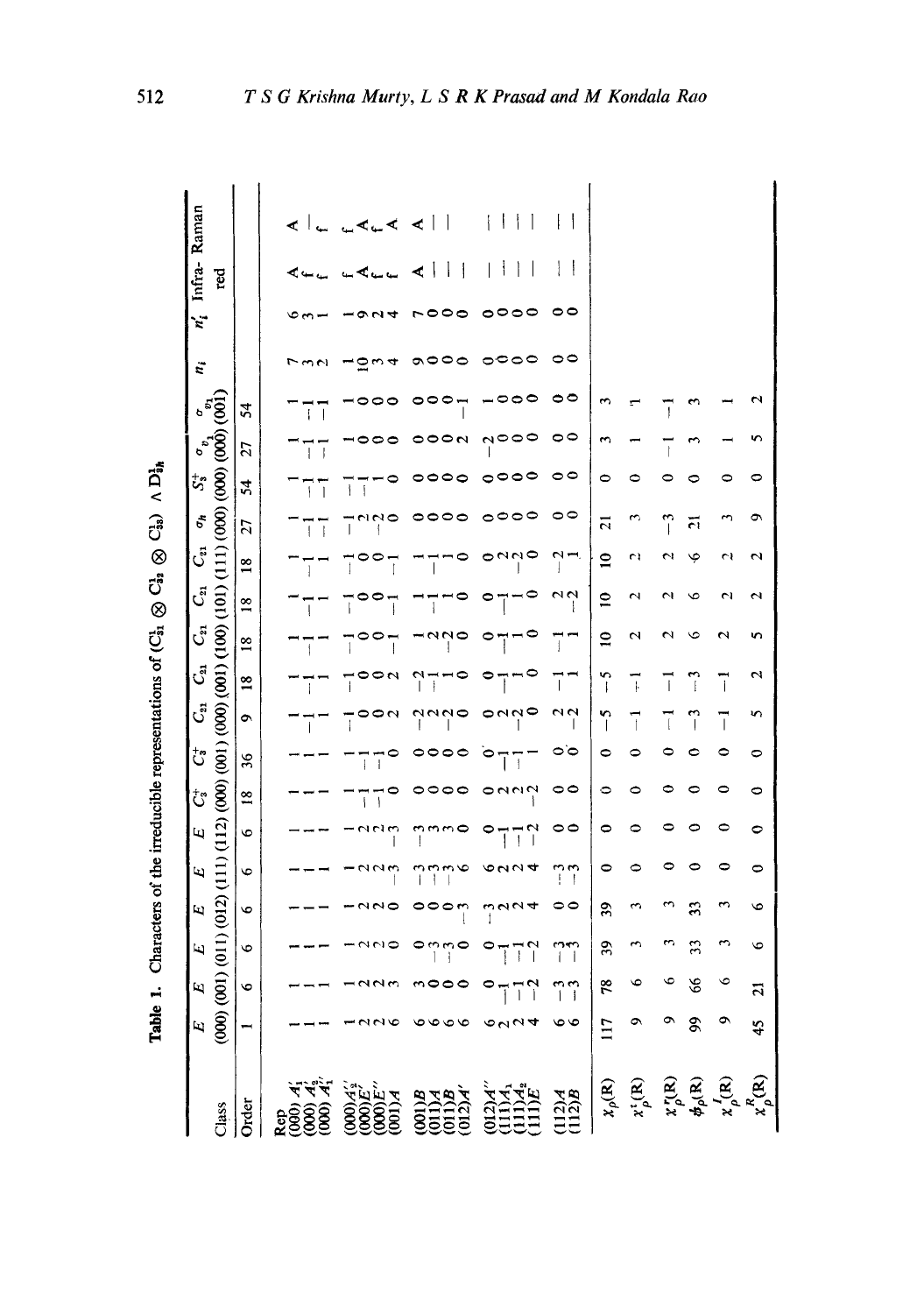**Table 1.** Characters of the irreducible representations of $(C^1_{31} \otimes C^1_{32} \otimes C^1_{33}) \wedge D^1_{3h}$

| Class | $E$ (000) | $E$ (001) | $E$ (011) | $E$ (012) | $E$ (111) | $E$ (112) | $C_3^+$ (000) | $C_3^+$ (001) | $C_{21}$ (000) | $C_{21}$ (001) | $C_{21}$ (100) | $C_{21}$ (101) | $C_{21}$ (111) | $\sigma_h$ (000) | $S_3^+$ (000) | $\sigma_{v_1}$ (000) | $\sigma_{v_1}$ (001) | $n_i$ | $n_i'$ | Infra-red | Raman |
|---|---|---|---|---|---|---|---|---|---|---|---|---|---|---|---|---|---|---|---|---|---|
| Order | 1 | 6 | 6 | 6 | 6 | 6 | 18 | 36 | 9 | 18 | 18 | 18 | 18 | 27 | 54 | 27 | 54 | | | | |
| Rep | | | | | | | | | | | | | | | | | | | | | |
| (000)$A_1'$ | 1 | 1 | 1 | 1 | 1 | 1 | 1 | 1 | 1 | 1 | 1 | 1 | 1 | 1 | 1 | 1 | 1 | 7 | 6 | A | A |
| (000)$A_2'$ | 1 | 1 | 1 | 1 | 1 | 1 | 1 | 1 | −1 | −1 | −1 | −1 | −1 | 1 | 1 | −1 | −1 | 3 | 3 | f | — |
| (000)$A_1''$ | 1 | 1 | 1 | 1 | 1 | 1 | 1 | 1 | 1 | 1 | 1 | 1 | 1 | −1 | −1 | −1 | −1 | 2 | 1 | f | f |
| (000)$A_2''$ | 1 | 1 | 1 | 1 | 1 | 1 | 1 | 1 | −1 | −1 | −1 | −1 | −1 | −1 | −1 | 1 | 1 | 1 | 1 | f | f |
| (000)$E'$ | 2 | 2 | 2 | 2 | 2 | 2 | −1 | −1 | 0 | 0 | 0 | 0 | 0 | 2 | −1 | 0 | 0 | 10 | 9 | A | A |
| (000)$E''$ | 2 | 2 | 2 | 2 | 2 | 2 | −1 | −1 | 0 | 0 | 0 | 0 | 0 | −2 | 1 | 0 | 0 | 3 | 2 | f | f |
| (001)$A$ | 6 | 3 | 0 | 0 | −3 | −3 | 0 | 0 | 2 | 2 | −1 | −1 | −1 | 0 | 0 | 0 | 0 | 4 | 4 | f | A |
| (001)$B$ | 6 | 3 | 0 | 0 | −3 | −3 | 0 | 0 | −2 | −2 | 1 | −1 | −1 | 0 | 0 | 0 | 0 | 9 | 7 | A | A |
| (011)$A$ | 6 | 0 | −3 | 0 | −3 | 3 | 0 | 0 | −2 | −1 | −2 | −1 | −1 | 0 | 0 | 0 | 0 | 0 | 0 | — | — |
| (011)$B$ | 6 | 0 | 3 | 0 | −3 | 3 | 0 | 0 | 2 | 1 | 2 | 1 | 1 | 0 | 0 | 0 | 0 | 0 | 0 | — | — |
| (012)$A'$ | 6 | 0 | 0 | −3 | 6 | 0 | 0 | 0 | 0 | 0 | 0 | 0 | 0 | 0 | 0 | 2 | −1 | 0 | 0 | — | — |
| (012)$A''$ | 6 | 0 | 0 | −3 | 6 | 0 | 0 | 0 | 0 | 0 | 0 | 0 | 0 | 0 | 0 | −2 | 1 | 0 | 0 | — | — |
| (111)$A_1$ | 2 | −1 | −1 | 2 | 2 | −1 | 2 | −1 | 2 | 1 | 1 | 1 | 2 | 0 | 0 | 0 | 0 | 0 | 0 | — | — |
| (111)$A_2$ | 2 | −1 | −1 | 2 | 2 | −1 | 2 | −1 | −2 | −1 | −1 | −1 | −2 | 0 | 0 | 0 | 0 | 0 | 0 | — | — |
| (111)$E$ | 4 | −2 | −2 | 4 | 4 | −2 | −2 | 1 | 0 | 0 | 0 | 0 | 0 | 0 | 0 | 0 | 0 | 0 | 0 | — | — |
| (112)$A$ | 6 | −3 | −3 | 0 | −3 | 0 | 0 | 0 | 2 | −1 | −1 | 2 | 1 | 0 | 0 | 0 | 0 | 0 | 0 | — | — |
| (112)$B$ | 6 | −3 | 3 | 0 | 3 | 0 | 0 | 0 | −2 | 1 | 1 | −2 | −1 | 0 | 0 | 0 | 0 | 0 | 0 | — | — |
| $\chi_p(R)$ | 117 | 78 | 39 | 39 | 0 | 0 | 0 | 0 | −5 | −5 | 10 | 10 | 10 | 21 | 0 | 3 | 3 | | | | |
| $\chi^t_p(R)$ | 9 | 6 | 3 | 3 | 0 | 0 | 0 | 0 | −1 | −1 | 2 | 2 | 2 | 3 | 0 | 1 | 1 | | | | |
| $\chi^r_p(R)$ | 9 | 6 | 3 | 3 | 0 | 0 | 0 | 0 | −1 | −1 | 2 | 2 | 2 | −3 | 0 | −1 | −1 | | | | |
| $\phi_p(R)$ | 99 | 66 | 33 | 33 | 0 | 0 | 0 | 0 | −3 | −3 | 6 | 6 | 6 | 21 | 0 | 3 | 3 | | | | |
| $\chi^I_p(R)$ | 9 | 6 | 3 | 3 | 0 | 0 | 0 | 0 | −1 | −1 | 2 | 2 | 2 | 3 | 0 | 1 | 1 | | | | |
| $\chi^R_p(R)$ | 45 | 21 | 6 | 6 | 0 | 0 | 0 | 0 | 5 | 2 | 5 | 2 | 2 | 9 | 0 | 5 | 2 | | | | |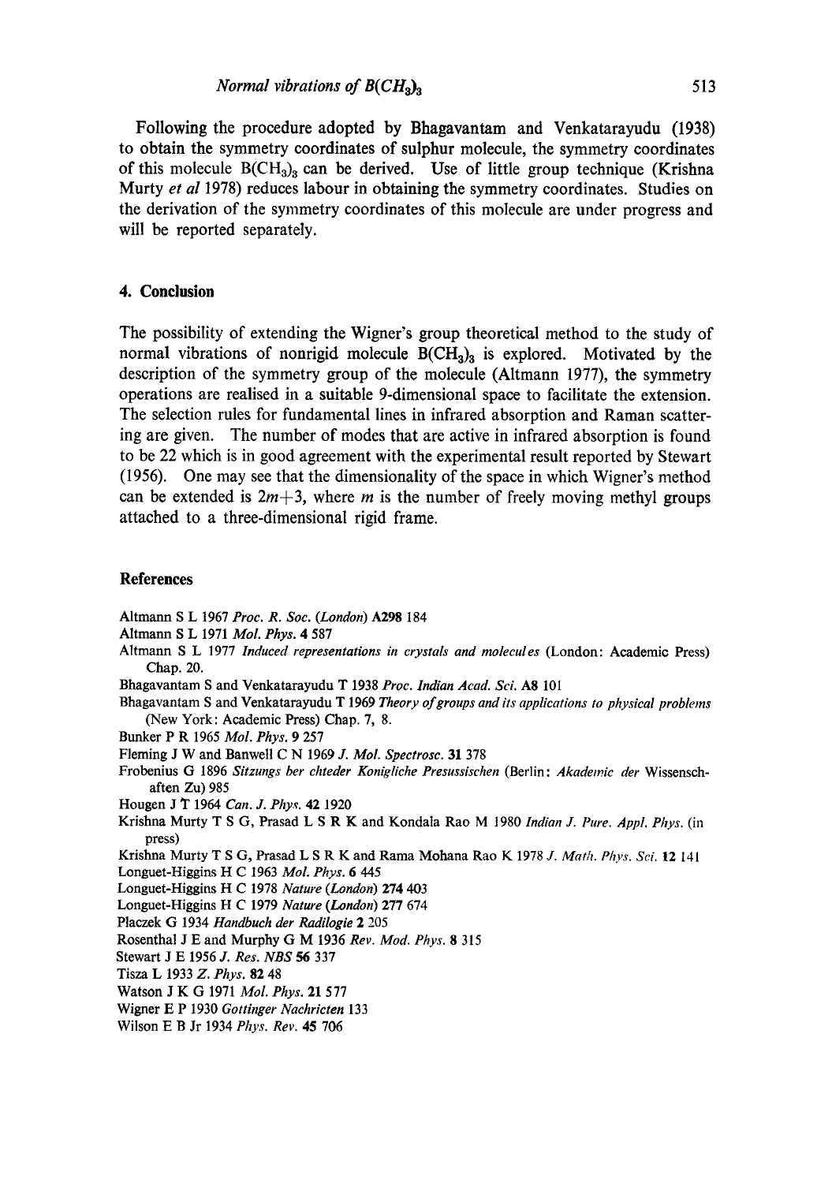Following the procedure adopted by Bhagavantam and Venkatarayudu (1938) to obtain the symmetry coordinates of sulphur molecule, the symmetry coordinates of this molecule $B(CH_3)_3$ can be derived. Use of little group technique (Krishna Murty *et al* 1978) reduces labour in obtaining the symmetry coordinates. Studies on the derivation of the symmetry coordinates of this molecule are under progress and will be reported separately.

## 4. Conclusion

The possibility of extending the Wigner's group theoretical method to the study of normal vibrations of nonrigid molecule $B(CH_3)_3$ is explored. Motivated by the description of the symmetry group of the molecule (Altmann 1977), the symmetry operations are realised in a suitable 9-dimensional space to facilitate the extension. The selection rules for fundamental lines in infrared absorption and Raman scattering are given. The number of modes that are active in infrared absorption is found to be 22 which is in good agreement with the experimental result reported by Stewart (1956). One may see that the dimensionality of the space in which Wigner's method can be extended is $2m+3$, where $m$ is the number of freely moving methyl groups attached to a three-dimensional rigid frame.

## References

Altmann S L 1967 *Proc. R. Soc. (London)* **A298** 184

Altmann S L 1971 *Mol. Phys.* **4** 587

Altmann S L 1977 *Induced representations in crystals and molecules* (London: Academic Press) Chap. 20.

Bhagavantam S and Venkatarayudu T 1938 *Proc. Indian Acad. Sci.* **A8** 101

Bhagavantam S and Venkatarayudu T 1969 *Theory of groups and its applications to physical problems* (New York: Academic Press) Chap. 7, 8.

Bunker P R 1965 *Mol. Phys.* **9** 257

Fleming J W and Banwell C N 1969 *J. Mol. Spectrosc.* **31** 378

Frobenius G 1896 *Sitzungs ber chteder Konigliche Presussischen* (Berlin: *Akademic der* Wissenschaften Zu) 985

Hougen J T 1964 *Can. J. Phys.* **42** 1920

Krishna Murty T S G, Prasad L S R K and Kondala Rao M 1980 *Indian J. Pure. Appl. Phys.* (in press)

Krishna Murty T S G, Prasad L S R K and Rama Mohana Rao K 1978 *J. Math. Phys. Sci.* **12** 141

Longuet-Higgins H C 1963 *Mol. Phys.* **6** 445

Longuet-Higgins H C 1978 *Nature (London)* **274** 403

Longuet-Higgins H C 1979 *Nature (London)* **277** 674

Placzek G 1934 *Handbuch der Radilogie* **2** 205

Rosenthal J E and Murphy G M 1936 *Rev. Mod. Phys.* **8** 315

Stewart J E 1956 *J. Res. NBS* **56** 337

Tisza L 1933 *Z. Phys.* **82** 48

Watson J K G 1971 *Mol. Phys.* **21** 577

Wigner E P 1930 *Gottinger Nachricten* 133

Wilson E B Jr 1934 *Phys. Rev.* **45** 706